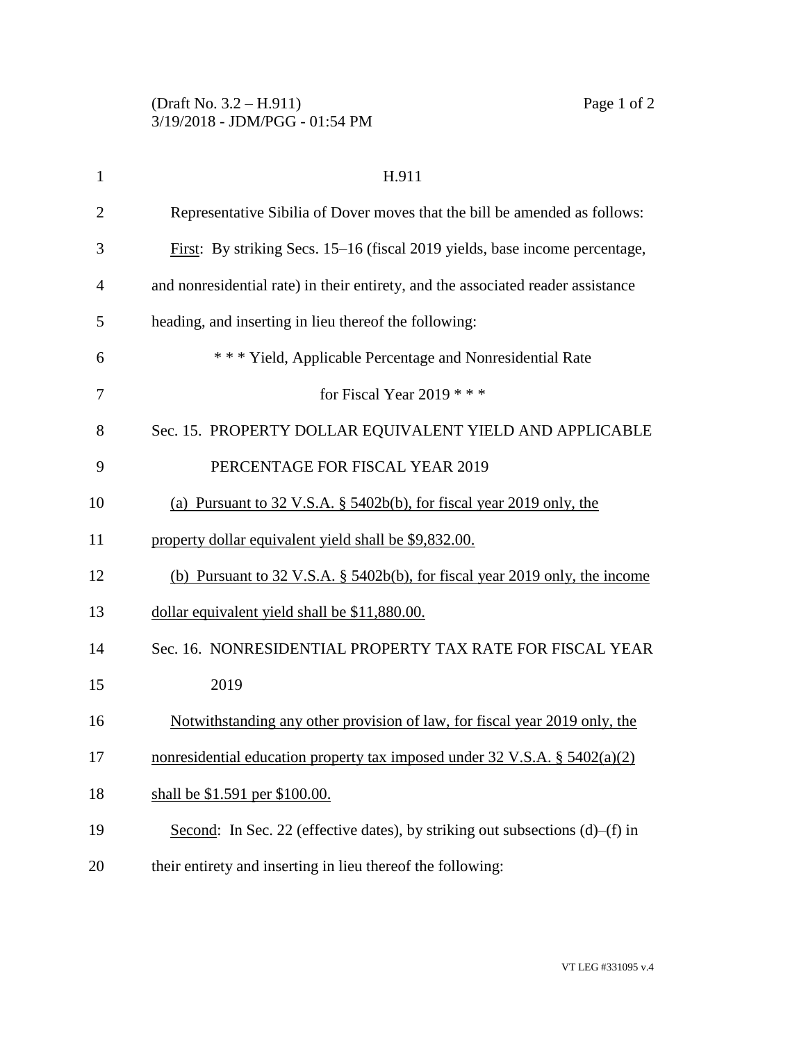H.911

Representative Sibilia of Dover moves that the bill be amended as follows:

First: By striking Secs. 15–16 (fiscal 2019 yields, base income percentage, and nonresidential rate) in their entirety, and the associated reader assistance heading, and inserting in lieu thereof the following:

\* \* \* Yield, Applicable Percentage and Nonresidential Rate for Fiscal Year 2019 \* \* \*

Sec. 15. PROPERTY DOLLAR EQUIVALENT YIELD AND APPLICABLE PERCENTAGE FOR FISCAL YEAR 2019

(a) Pursuant to 32 V.S.A. § 5402b(b), for fiscal year 2019 only, the property dollar equivalent yield shall be $9,832.00.

(b) Pursuant to 32 V.S.A. § 5402b(b), for fiscal year 2019 only, the income dollar equivalent yield shall be $11,880.00.

Sec. 16. NONRESIDENTIAL PROPERTY TAX RATE FOR FISCAL YEAR 2019

Notwithstanding any other provision of law, for fiscal year 2019 only, the nonresidential education property tax imposed under 32 V.S.A. § 5402(a)(2) shall be $1.591 per $100.00.

Second: In Sec. 22 (effective dates), by striking out subsections (d)–(f) in their entirety and inserting in lieu thereof the following: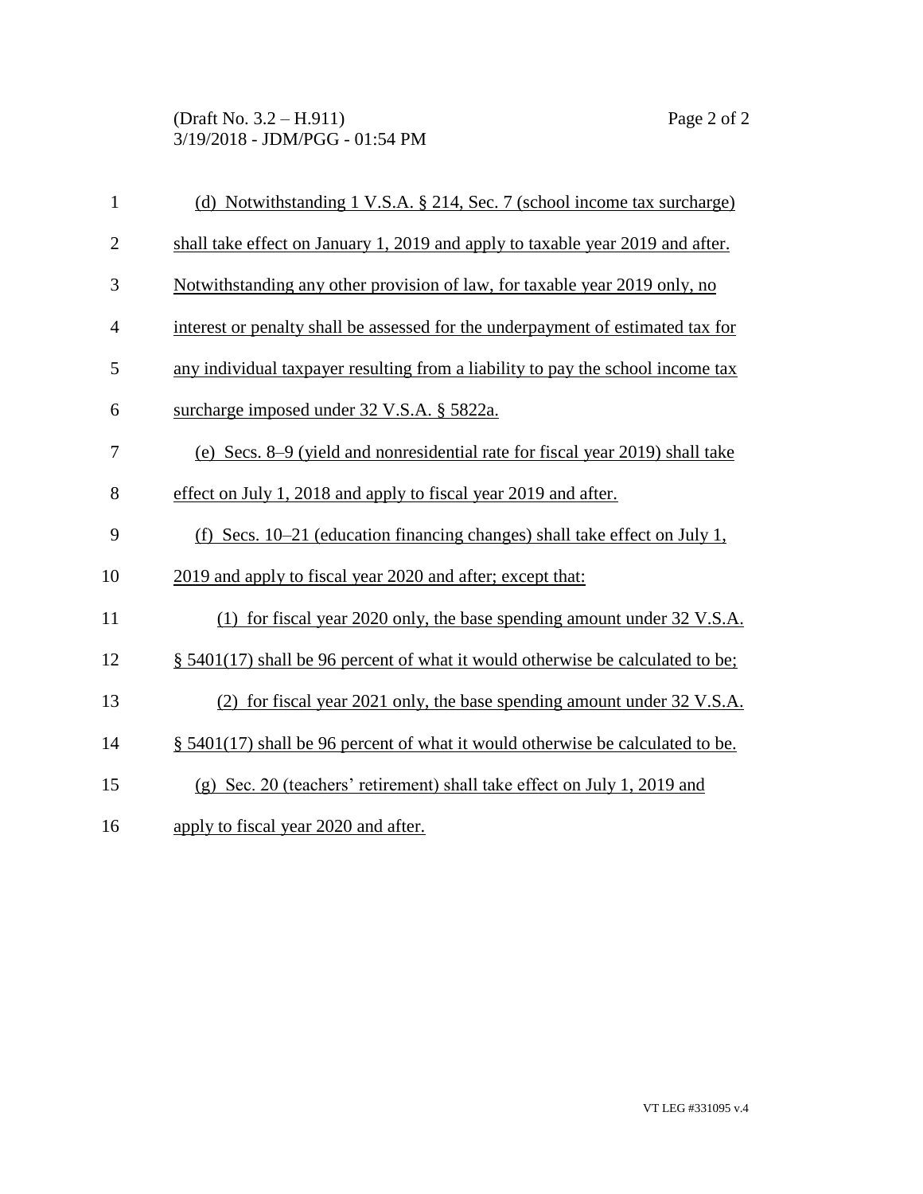(d) Notwithstanding 1 V.S.A. § 214, Sec. 7 (school income tax surcharge) shall take effect on January 1, 2019 and apply to taxable year 2019 and after. Notwithstanding any other provision of law, for taxable year 2019 only, no interest or penalty shall be assessed for the underpayment of estimated tax for any individual taxpayer resulting from a liability to pay the school income tax surcharge imposed under 32 V.S.A. § 5822a.

(e) Secs. 8–9 (yield and nonresidential rate for fiscal year 2019) shall take effect on July 1, 2018 and apply to fiscal year 2019 and after.

(f) Secs. 10–21 (education financing changes) shall take effect on July 1, 2019 and apply to fiscal year 2020 and after; except that:

(1) for fiscal year 2020 only, the base spending amount under 32 V.S.A. § 5401(17) shall be 96 percent of what it would otherwise be calculated to be;

(2) for fiscal year 2021 only, the base spending amount under 32 V.S.A. § 5401(17) shall be 96 percent of what it would otherwise be calculated to be.

(g) Sec. 20 (teachers' retirement) shall take effect on July 1, 2019 and apply to fiscal year 2020 and after.